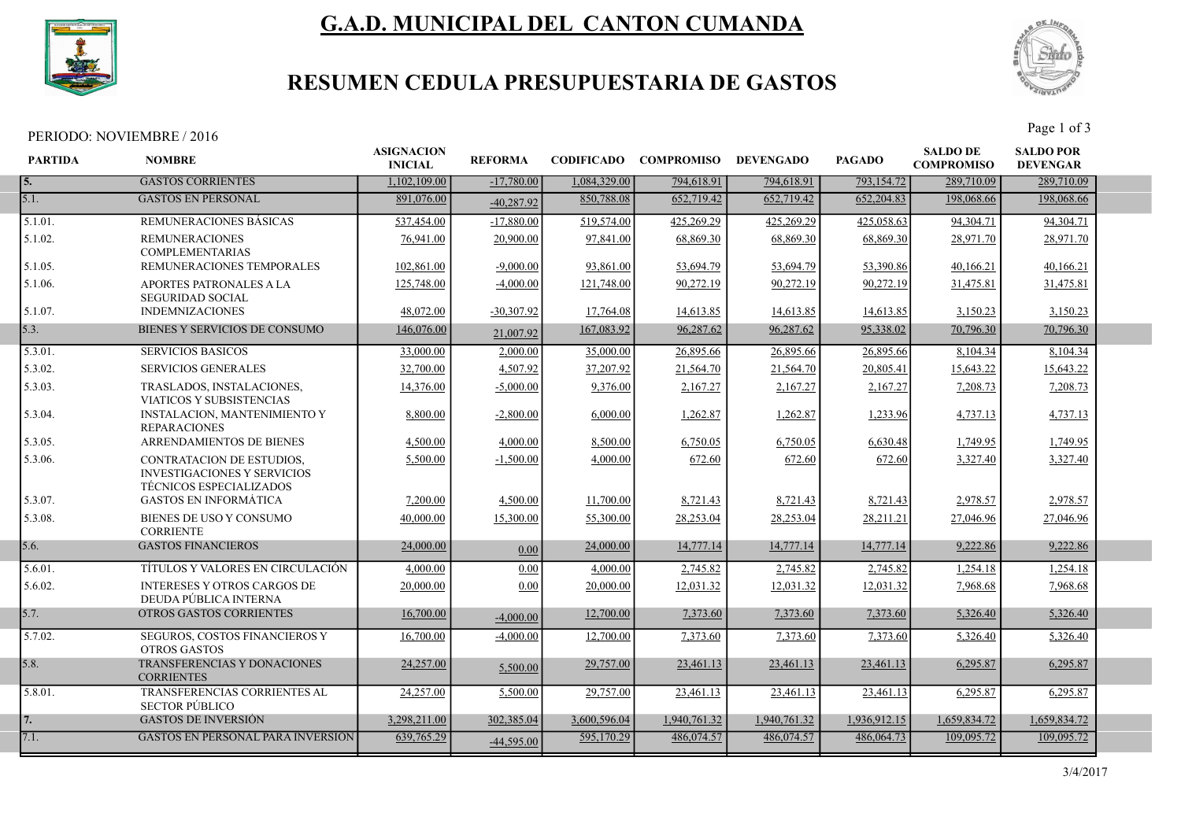# G.A.D. MUNICIPAL DEL CANTON CUMANDA

## RESUMEN CEDULA PRESUPUESTARIA DE GASTOS

PERIODO: NOVIEMBRE / 2016

| PARTIDA | NOMBRE | ASIGNACION INICIAL | REFORMA | CODIFICADO | COMPROMISO | DEVENGADO | PAGADO | SALDO DE COMPROMISO | SALDO POR DEVENGAR |
|---|---|---|---|---|---|---|---|---|---|
| 5. | GASTOS CORRIENTES | 1,102,109.00 | -17,780.00 | 1,084,329.00 | 794,618.91 | 794,618.91 | 793,154.72 | 289,710.09 | 289,710.09 |
| 5.1. | GASTOS EN PERSONAL | 891,076.00 | -40,287.92 | 850,788.08 | 652,719.42 | 652,719.42 | 652,204.83 | 198,068.66 | 198,068.66 |
| 5.1.01. | REMUNERACIONES BÁSICAS | 537,454.00 | -17,880.00 | 519,574.00 | 425,269.29 | 425,269.29 | 425,058.63 | 94,304.71 | 94,304.71 |
| 5.1.02. | REMUNERACIONES COMPLEMENTARIAS | 76,941.00 | 20,900.00 | 97,841.00 | 68,869.30 | 68,869.30 | 68,869.30 | 28,971.70 | 28,971.70 |
| 5.1.05. | REMUNERACIONES TEMPORALES | 102,861.00 | -9,000.00 | 93,861.00 | 53,694.79 | 53,694.79 | 53,390.86 | 40,166.21 | 40,166.21 |
| 5.1.06. | APORTES PATRONALES A LA SEGURIDAD SOCIAL | 125,748.00 | -4,000.00 | 121,748.00 | 90,272.19 | 90,272.19 | 90,272.19 | 31,475.81 | 31,475.81 |
| 5.1.07. | INDEMNIZACIONES | 48,072.00 | -30,307.92 | 17,764.08 | 14,613.85 | 14,613.85 | 14,613.85 | 3,150.23 | 3,150.23 |
| 5.3. | BIENES Y SERVICIOS DE CONSUMO | 146,076.00 | 21,007.92 | 167,083.92 | 96,287.62 | 96,287.62 | 95,338.02 | 70,796.30 | 70,796.30 |
| 5.3.01. | SERVICIOS BASICOS | 33,000.00 | 2,000.00 | 35,000.00 | 26,895.66 | 26,895.66 | 26,895.66 | 8,104.34 | 8,104.34 |
| 5.3.02. | SERVICIOS GENERALES | 32,700.00 | 4,507.92 | 37,207.92 | 21,564.70 | 21,564.70 | 20,805.41 | 15,643.22 | 15,643.22 |
| 5.3.03. | TRASLADOS, INSTALACIONES, VIATICOS Y SUBSISTENCIAS | 14,376.00 | -5,000.00 | 9,376.00 | 2,167.27 | 2,167.27 | 2,167.27 | 7,208.73 | 7,208.73 |
| 5.3.04. | INSTALACION, MANTENIMIENTO Y REPARACIONES | 8,800.00 | -2,800.00 | 6,000.00 | 1,262.87 | 1,262.87 | 1,233.96 | 4,737.13 | 4,737.13 |
| 5.3.05. | ARRENDAMIENTOS DE BIENES | 4,500.00 | 4,000.00 | 8,500.00 | 6,750.05 | 6,750.05 | 6,630.48 | 1,749.95 | 1,749.95 |
| 5.3.06. | CONTRATACION DE ESTUDIOS, INVESTIGACIONES Y SERVICIOS TÉCNICOS ESPECIALIZADOS | 5,500.00 | -1,500.00 | 4,000.00 | 672.60 | 672.60 | 672.60 | 3,327.40 | 3,327.40 |
| 5.3.07. | GASTOS EN INFORMÁTICA | 7,200.00 | 4,500.00 | 11,700.00 | 8,721.43 | 8,721.43 | 8,721.43 | 2,978.57 | 2,978.57 |
| 5.3.08. | BIENES DE USO Y CONSUMO CORRIENTE | 40,000.00 | 15,300.00 | 55,300.00 | 28,253.04 | 28,253.04 | 28,211.21 | 27,046.96 | 27,046.96 |
| 5.6. | GASTOS FINANCIEROS | 24,000.00 | 0.00 | 24,000.00 | 14,777.14 | 14,777.14 | 14,777.14 | 9,222.86 | 9,222.86 |
| 5.6.01. | TÍTULOS Y VALORES EN CIRCULACIÓN | 4,000.00 | 0.00 | 4,000.00 | 2,745.82 | 2,745.82 | 2,745.82 | 1,254.18 | 1,254.18 |
| 5.6.02. | INTERESES Y OTROS CARGOS DE DEUDA PÚBLICA INTERNA | 20,000.00 | 0.00 | 20,000.00 | 12,031.32 | 12,031.32 | 12,031.32 | 7,968.68 | 7,968.68 |
| 5.7. | OTROS GASTOS CORRIENTES | 16,700.00 | -4,000.00 | 12,700.00 | 7,373.60 | 7,373.60 | 7,373.60 | 5,326.40 | 5,326.40 |
| 5.7.02. | SEGUROS, COSTOS FINANCIEROS Y OTROS GASTOS | 16,700.00 | -4,000.00 | 12,700.00 | 7,373.60 | 7,373.60 | 7,373.60 | 5,326.40 | 5,326.40 |
| 5.8. | TRANSFERENCIAS Y DONACIONES CORRIENTES | 24,257.00 | 5,500.00 | 29,757.00 | 23,461.13 | 23,461.13 | 23,461.13 | 6,295.87 | 6,295.87 |
| 5.8.01. | TRANSFERENCIAS CORRIENTES AL SECTOR PÚBLICO | 24,257.00 | 5,500.00 | 29,757.00 | 23,461.13 | 23,461.13 | 23,461.13 | 6,295.87 | 6,295.87 |
| 7. | GASTOS DE INVERSIÓN | 3,298,211.00 | 302,385.04 | 3,600,596.04 | 1,940,761.32 | 1,940,761.32 | 1,936,912.15 | 1,659,834.72 | 1,659,834.72 |
| 7.1. | GASTOS EN PERSONAL PARA INVERSION | 639,765.29 | -44,595.00 | 595,170.29 | 486,074.57 | 486,074.57 | 486,064.73 | 109,095.72 | 109,095.72 |

3/4/2017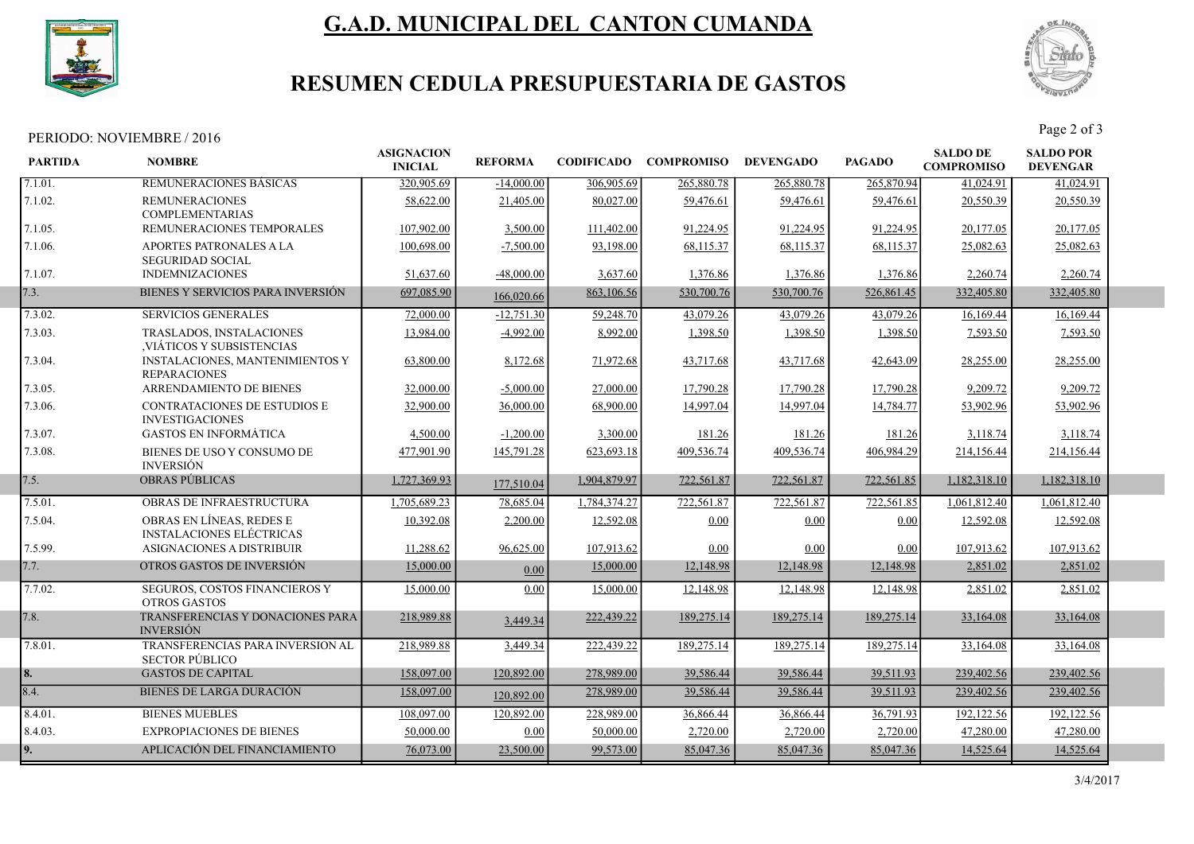# G.A.D. MUNICIPAL DEL CANTON CUMANDA

## RESUMEN CEDULA PRESUPUESTARIA DE GASTOS

PERIODO: NOVIEMBRE / 2016

| PARTIDA | NOMBRE | ASIGNACION INICIAL | REFORMA | CODIFICADO | COMPROMISO | DEVENGADO | PAGADO | SALDO DE COMPROMISO | SALDO POR DEVENGAR |
|---|---|---|---|---|---|---|---|---|---|
| 7.1.01. | REMUNERACIONES BÁSICAS | 320,905.69 | -14,000.00 | 306,905.69 | 265,880.78 | 265,880.78 | 265,870.94 | 41,024.91 | 41,024.91 |
| 7.1.02. | REMUNERACIONES COMPLEMENTARIAS | 58,622.00 | 21,405.00 | 80,027.00 | 59,476.61 | 59,476.61 | 59,476.61 | 20,550.39 | 20,550.39 |
| 7.1.05. | REMUNERACIONES TEMPORALES | 107,902.00 | 3,500.00 | 111,402.00 | 91,224.95 | 91,224.95 | 91,224.95 | 20,177.05 | 20,177.05 |
| 7.1.06. | APORTES PATRONALES A LA SEGURIDAD SOCIAL | 100,698.00 | -7,500.00 | 93,198.00 | 68,115.37 | 68,115.37 | 68,115.37 | 25,082.63 | 25,082.63 |
| 7.1.07. | INDEMNIZACIONES | 51,637.60 | -48,000.00 | 3,637.60 | 1,376.86 | 1,376.86 | 1,376.86 | 2,260.74 | 2,260.74 |
| 7.3. | BIENES Y SERVICIOS PARA INVERSIÓN | 697,085.90 | 166,020.66 | 863,106.56 | 530,700.76 | 530,700.76 | 526,861.45 | 332,405.80 | 332,405.80 |
| 7.3.02. | SERVICIOS GENERALES | 72,000.00 | -12,751.30 | 59,248.70 | 43,079.26 | 43,079.26 | 43,079.26 | 16,169.44 | 16,169.44 |
| 7.3.03. | TRASLADOS, INSTALACIONES ,VIÁTICOS Y SUBSISTENCIAS | 13,984.00 | -4,992.00 | 8,992.00 | 1,398.50 | 1,398.50 | 1,398.50 | 7,593.50 | 7,593.50 |
| 7.3.04. | INSTALACIONES, MANTENIMIENTOS Y REPARACIONES | 63,800.00 | 8,172.68 | 71,972.68 | 43,717.68 | 43,717.68 | 42,643.09 | 28,255.00 | 28,255.00 |
| 7.3.05. | ARRENDAMIENTO DE BIENES | 32,000.00 | -5,000.00 | 27,000.00 | 17,790.28 | 17,790.28 | 17,790.28 | 9,209.72 | 9,209.72 |
| 7.3.06. | CONTRATACIONES DE ESTUDIOS E INVESTIGACIONES | 32,900.00 | 36,000.00 | 68,900.00 | 14,997.04 | 14,997.04 | 14,784.77 | 53,902.96 | 53,902.96 |
| 7.3.07. | GASTOS EN INFORMÁTICA | 4,500.00 | -1,200.00 | 3,300.00 | 181.26 | 181.26 | 181.26 | 3,118.74 | 3,118.74 |
| 7.3.08. | BIENES DE USO Y CONSUMO DE INVERSIÓN | 477,901.90 | 145,791.28 | 623,693.18 | 409,536.74 | 409,536.74 | 406,984.29 | 214,156.44 | 214,156.44 |
| 7.5. | OBRAS PÚBLICAS | 1,727,369.93 | 177,510.04 | 1,904,879.97 | 722,561.87 | 722,561.87 | 722,561.85 | 1,182,318.10 | 1,182,318.10 |
| 7.5.01. | OBRAS DE INFRAESTRUCTURA | 1,705,689.23 | 78,685.04 | 1,784,374.27 | 722,561.87 | 722,561.87 | 722,561.85 | 1,061,812.40 | 1,061,812.40 |
| 7.5.04. | OBRAS EN LÍNEAS, REDES E INSTALACIONES ELÉCTRICAS | 10,392.08 | 2,200.00 | 12,592.08 | 0.00 | 0.00 | 0.00 | 12,592.08 | 12,592.08 |
| 7.5.99. | ASIGNACIONES A DISTRIBUIR | 11,288.62 | 96,625.00 | 107,913.62 | 0.00 | 0.00 | 0.00 | 107,913.62 | 107,913.62 |
| 7.7. | OTROS GASTOS DE INVERSIÓN | 15,000.00 | 0.00 | 15,000.00 | 12,148.98 | 12,148.98 | 12,148.98 | 2,851.02 | 2,851.02 |
| 7.7.02. | SEGUROS, COSTOS FINANCIEROS Y OTROS GASTOS | 15,000.00 | 0.00 | 15,000.00 | 12,148.98 | 12,148.98 | 12,148.98 | 2,851.02 | 2,851.02 |
| 7.8. | TRANSFERENCIAS Y DONACIONES PARA INVERSIÓN | 218,989.88 | 3,449.34 | 222,439.22 | 189,275.14 | 189,275.14 | 189,275.14 | 33,164.08 | 33,164.08 |
| 7.8.01. | TRANSFERENCIAS PARA INVERSION AL SECTOR PÚBLICO | 218,989.88 | 3,449.34 | 222,439.22 | 189,275.14 | 189,275.14 | 189,275.14 | 33,164.08 | 33,164.08 |
| 8. | GASTOS DE CAPITAL | 158,097.00 | 120,892.00 | 278,989.00 | 39,586.44 | 39,586.44 | 39,511.93 | 239,402.56 | 239,402.56 |
| 8.4. | BIENES DE LARGA DURACIÓN | 158,097.00 | 120,892.00 | 278,989.00 | 39,586.44 | 39,586.44 | 39,511.93 | 239,402.56 | 239,402.56 |
| 8.4.01. | BIENES MUEBLES | 108,097.00 | 120,892.00 | 228,989.00 | 36,866.44 | 36,866.44 | 36,791.93 | 192,122.56 | 192,122.56 |
| 8.4.03. | EXPROPIACIONES DE BIENES | 50,000.00 | 0.00 | 50,000.00 | 2,720.00 | 2,720.00 | 2,720.00 | 47,280.00 | 47,280.00 |
| 9. | APLICACIÓN DEL FINANCIAMIENTO | 76,073.00 | 23,500.00 | 99,573.00 | 85,047.36 | 85,047.36 | 85,047.36 | 14,525.64 | 14,525.64 |

3/4/2017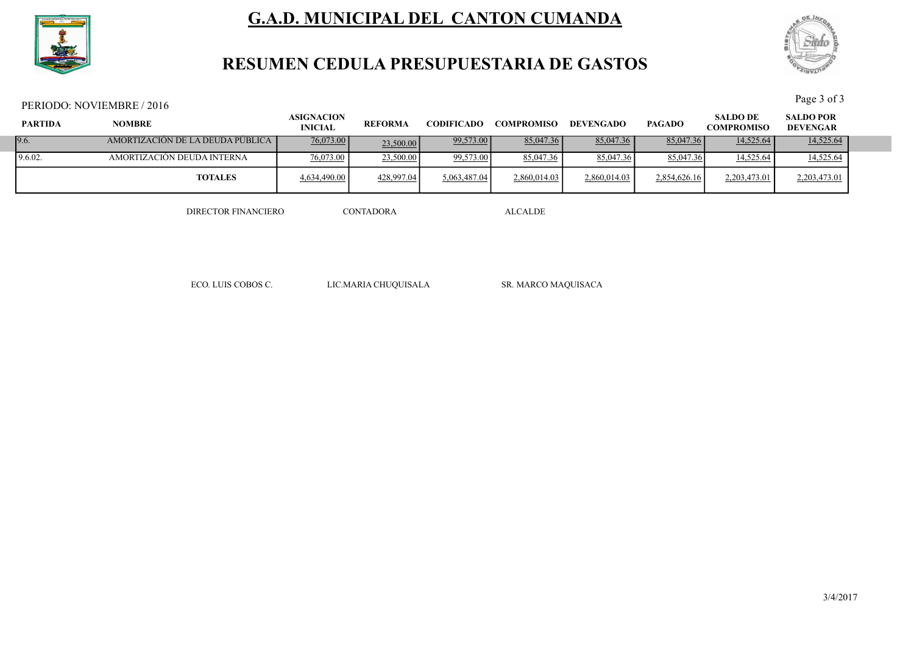# G.A.D. MUNICIPAL DEL CANTON CUMANDA

## RESUMEN CEDULA PRESUPUESTARIA DE GASTOS

PERIODO: NOVIEMBRE / 2016

| PARTIDA | NOMBRE | ASIGNACION INICIAL | REFORMA | CODIFICADO | COMPROMISO | DEVENGADO | PAGADO | SALDO DE COMPROMISO | SALDO POR DEVENGAR |
|---|---|---|---|---|---|---|---|---|---|
| 9.6. | AMORTIZACIÓN DE LA DEUDA PÚBLICA | 76,073.00 | 23,500.00 | 99,573.00 | 85,047.36 | 85,047.36 | 85,047.36 | 14,525.64 | 14,525.64 |
| 9.6.02. | AMORTIZACIÓN DEUDA INTERNA | 76,073.00 | 23,500.00 | 99,573.00 | 85,047.36 | 85,047.36 | 85,047.36 | 14,525.64 | 14,525.64 |
| | **TOTALES** | 4,634,490.00 | 428,997.04 | 5,063,487.04 | 2,860,014.03 | 2,860,014.03 | 2,854,626.16 | 2,203,473.01 | 2,203,473.01 |

DIRECTOR FINANCIERO — CONTADORA — ALCALDE

ECO. LUIS COBOS C. — LIC.MARIA CHUQUISALA — SR. MARCO MAQUISACA

3/4/2017